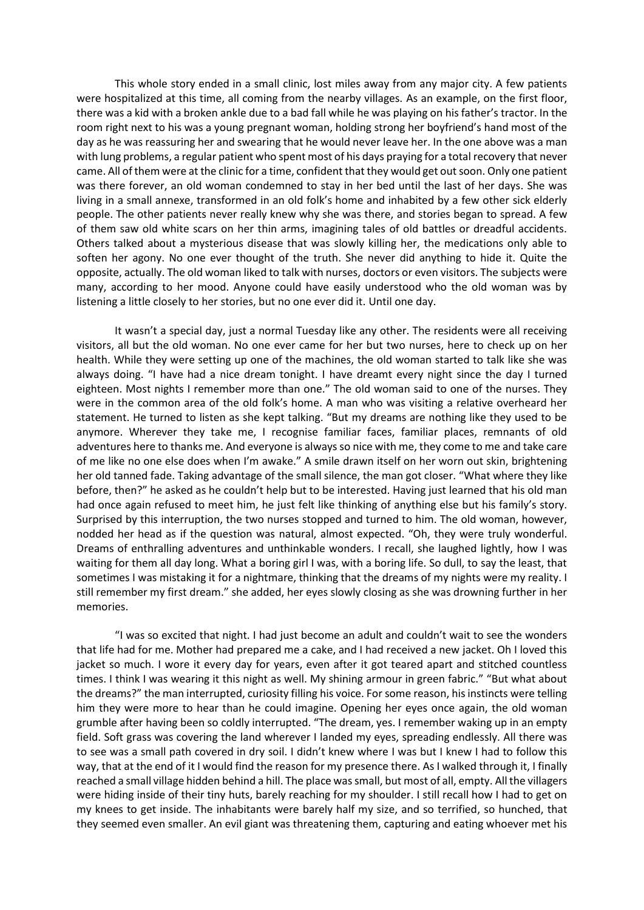This whole story ended in a small clinic, lost miles away from any major city. A few patients were hospitalized at this time, all coming from the nearby villages. As an example, on the first floor, there was a kid with a broken ankle due to a bad fall while he was playing on his father's tractor. In the room right next to his was a young pregnant woman, holding strong her boyfriend's hand most of the day as he was reassuring her and swearing that he would never leave her. In the one above was a man with lung problems, a regular patient who spent most of his days praying for a total recovery that never came. All of them were at the clinic for a time, confident that they would get out soon. Only one patient was there forever, an old woman condemned to stay in her bed until the last of her days. She was living in a small annexe, transformed in an old folk's home and inhabited by a few other sick elderly people. The other patients never really knew why she was there, and stories began to spread. A few of them saw old white scars on her thin arms, imagining tales of old battles or dreadful accidents. Others talked about a mysterious disease that was slowly killing her, the medications only able to soften her agony. No one ever thought of the truth. She never did anything to hide it. Quite the opposite, actually. The old woman liked to talk with nurses, doctors or even visitors. The subjects were many, according to her mood. Anyone could have easily understood who the old woman was by listening a little closely to her stories, but no one ever did it. Until one day.

It wasn't a special day, just a normal Tuesday like any other. The residents were all receiving visitors, all but the old woman. No one ever came for her but two nurses, here to check up on her health. While they were setting up one of the machines, the old woman started to talk like she was always doing. "I have had a nice dream tonight. I have dreamt every night since the day I turned eighteen. Most nights I remember more than one." The old woman said to one of the nurses. They were in the common area of the old folk's home. A man who was visiting a relative overheard her statement. He turned to listen as she kept talking. "But my dreams are nothing like they used to be anymore. Wherever they take me, I recognise familiar faces, familiar places, remnants of old adventures here to thanks me. And everyone is always so nice with me, they come to me and take care of me like no one else does when I'm awake." A smile drawn itself on her worn out skin, brightening her old tanned fade. Taking advantage of the small silence, the man got closer. "What where they like before, then?" he asked as he couldn't help but to be interested. Having just learned that his old man had once again refused to meet him, he just felt like thinking of anything else but his family's story. Surprised by this interruption, the two nurses stopped and turned to him. The old woman, however, nodded her head as if the question was natural, almost expected. "Oh, they were truly wonderful. Dreams of enthralling adventures and unthinkable wonders. I recall, she laughed lightly, how I was waiting for them all day long. What a boring girl I was, with a boring life. So dull, to say the least, that sometimes I was mistaking it for a nightmare, thinking that the dreams of my nights were my reality. I still remember my first dream." she added, her eyes slowly closing as she was drowning further in her memories.

"I was so excited that night. I had just become an adult and couldn't wait to see the wonders that life had for me. Mother had prepared me a cake, and I had received a new jacket. Oh I loved this jacket so much. I wore it every day for years, even after it got teared apart and stitched countless times. I think I was wearing it this night as well. My shining armour in green fabric." "But what about the dreams?" the man interrupted, curiosity filling his voice. For some reason, his instincts were telling him they were more to hear than he could imagine. Opening her eyes once again, the old woman grumble after having been so coldly interrupted. "The dream, yes. I remember waking up in an empty field. Soft grass was covering the land wherever I landed my eyes, spreading endlessly. All there was to see was a small path covered in dry soil. I didn't knew where I was but I knew I had to follow this way, that at the end of it I would find the reason for my presence there. As I walked through it, I finally reached a small village hidden behind a hill. The place was small, but most of all, empty. All the villagers were hiding inside of their tiny huts, barely reaching for my shoulder. I still recall how I had to get on my knees to get inside. The inhabitants were barely half my size, and so terrified, so hunched, that they seemed even smaller. An evil giant was threatening them, capturing and eating whoever met his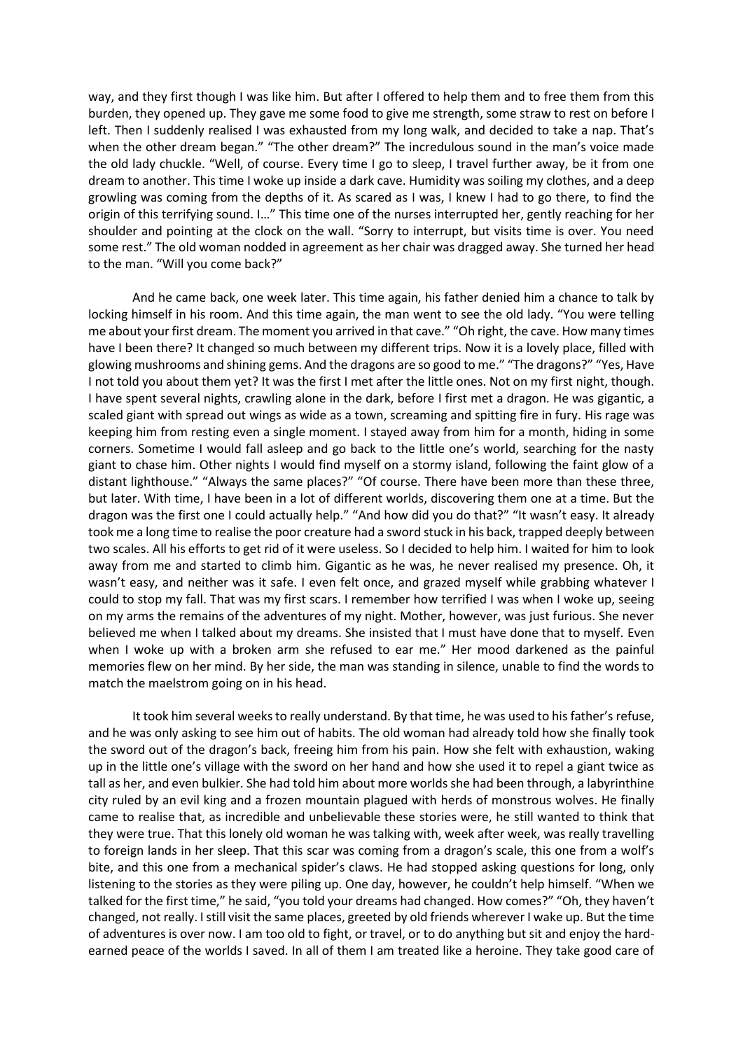way, and they first though I was like him. But after I offered to help them and to free them from this burden, they opened up. They gave me some food to give me strength, some straw to rest on before I left. Then I suddenly realised I was exhausted from my long walk, and decided to take a nap. That's when the other dream began." "The other dream?" The incredulous sound in the man's voice made the old lady chuckle. "Well, of course. Every time I go to sleep, I travel further away, be it from one dream to another. This time I woke up inside a dark cave. Humidity was soiling my clothes, and a deep growling was coming from the depths of it. As scared as I was, I knew I had to go there, to find the origin of this terrifying sound. I…" This time one of the nurses interrupted her, gently reaching for her shoulder and pointing at the clock on the wall. "Sorry to interrupt, but visits time is over. You need some rest." The old woman nodded in agreement as her chair was dragged away. She turned her head to the man. "Will you come back?"

And he came back, one week later. This time again, his father denied him a chance to talk by locking himself in his room. And this time again, the man went to see the old lady. "You were telling me about your first dream. The moment you arrived in that cave." "Oh right, the cave. How many times have I been there? It changed so much between my different trips. Now it is a lovely place, filled with glowing mushrooms and shining gems. And the dragons are so good to me." "The dragons?" "Yes, Have I not told you about them yet? It was the first I met after the little ones. Not on my first night, though. I have spent several nights, crawling alone in the dark, before I first met a dragon. He was gigantic, a scaled giant with spread out wings as wide as a town, screaming and spitting fire in fury. His rage was keeping him from resting even a single moment. I stayed away from him for a month, hiding in some corners. Sometime I would fall asleep and go back to the little one's world, searching for the nasty giant to chase him. Other nights I would find myself on a stormy island, following the faint glow of a distant lighthouse." "Always the same places?" "Of course. There have been more than these three, but later. With time, I have been in a lot of different worlds, discovering them one at a time. But the dragon was the first one I could actually help." "And how did you do that?" "It wasn't easy. It already took me a long time to realise the poor creature had a sword stuck in his back, trapped deeply between two scales. All his efforts to get rid of it were useless. So I decided to help him. I waited for him to look away from me and started to climb him. Gigantic as he was, he never realised my presence. Oh, it wasn't easy, and neither was it safe. I even felt once, and grazed myself while grabbing whatever I could to stop my fall. That was my first scars. I remember how terrified I was when I woke up, seeing on my arms the remains of the adventures of my night. Mother, however, was just furious. She never believed me when I talked about my dreams. She insisted that I must have done that to myself. Even when I woke up with a broken arm she refused to ear me." Her mood darkened as the painful memories flew on her mind. By her side, the man was standing in silence, unable to find the words to match the maelstrom going on in his head.

It took him several weeks to really understand. By that time, he was used to his father's refuse, and he was only asking to see him out of habits. The old woman had already told how she finally took the sword out of the dragon's back, freeing him from his pain. How she felt with exhaustion, waking up in the little one's village with the sword on her hand and how she used it to repel a giant twice as tall as her, and even bulkier. She had told him about more worlds she had been through, a labyrinthine city ruled by an evil king and a frozen mountain plagued with herds of monstrous wolves. He finally came to realise that, as incredible and unbelievable these stories were, he still wanted to think that they were true. That this lonely old woman he was talking with, week after week, was really travelling to foreign lands in her sleep. That this scar was coming from a dragon's scale, this one from a wolf's bite, and this one from a mechanical spider's claws. He had stopped asking questions for long, only listening to the stories as they were piling up. One day, however, he couldn't help himself. "When we talked for the first time," he said, "you told your dreams had changed. How comes?" "Oh, they haven't changed, not really. I still visit the same places, greeted by old friends wherever I wake up. But the time of adventures is over now. I am too old to fight, or travel, or to do anything but sit and enjoy the hard-earned peace of the worlds I saved. In all of them I am treated like a heroine. They take good care of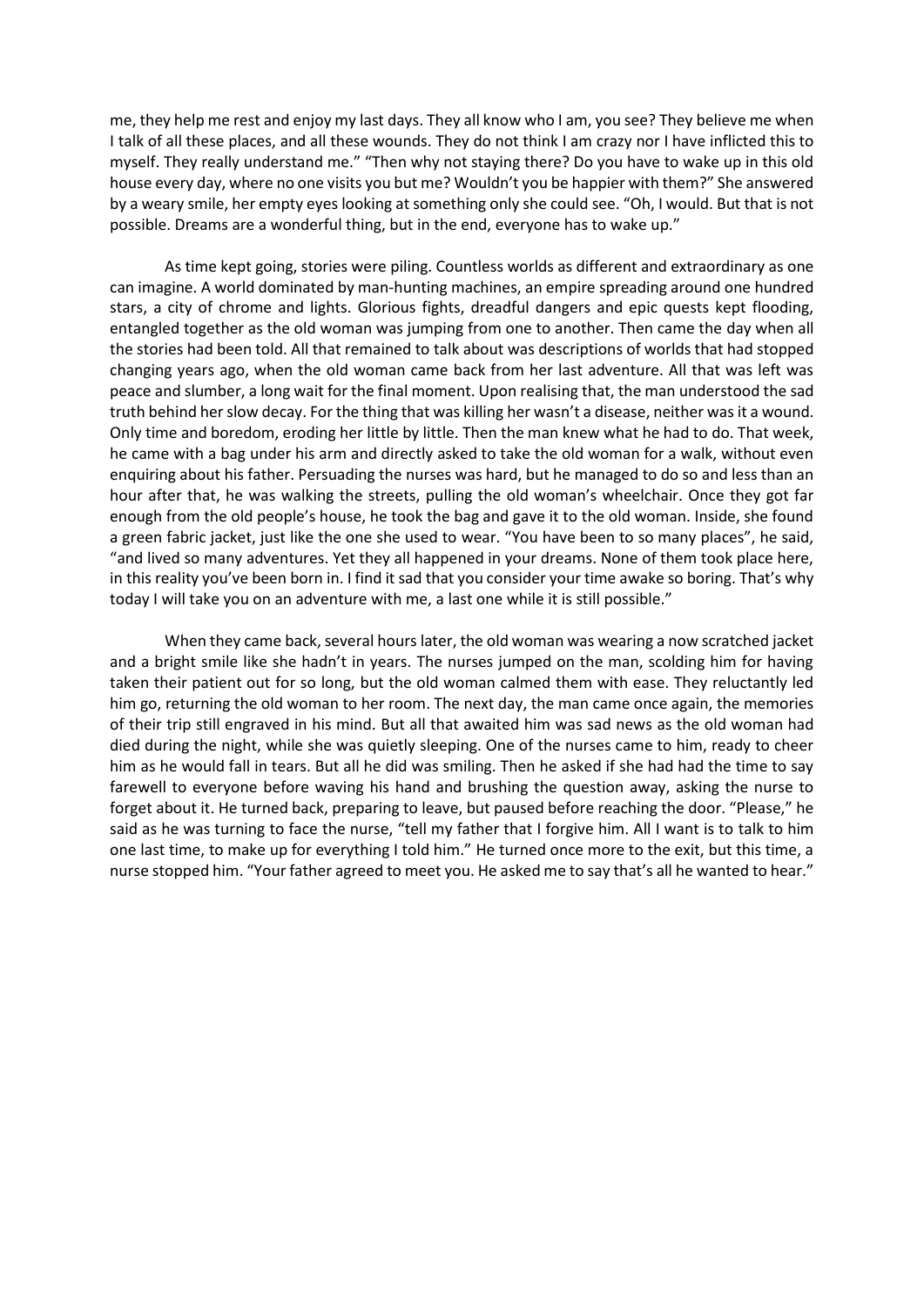me, they help me rest and enjoy my last days. They all know who I am, you see? They believe me when I talk of all these places, and all these wounds. They do not think I am crazy nor I have inflicted this to myself. They really understand me." "Then why not staying there? Do you have to wake up in this old house every day, where no one visits you but me? Wouldn't you be happier with them?" She answered by a weary smile, her empty eyes looking at something only she could see. "Oh, I would. But that is not possible. Dreams are a wonderful thing, but in the end, everyone has to wake up."

As time kept going, stories were piling. Countless worlds as different and extraordinary as one can imagine. A world dominated by man-hunting machines, an empire spreading around one hundred stars, a city of chrome and lights. Glorious fights, dreadful dangers and epic quests kept flooding, entangled together as the old woman was jumping from one to another. Then came the day when all the stories had been told. All that remained to talk about was descriptions of worlds that had stopped changing years ago, when the old woman came back from her last adventure. All that was left was peace and slumber, a long wait for the final moment. Upon realising that, the man understood the sad truth behind her slow decay. For the thing that was killing her wasn't a disease, neither was it a wound. Only time and boredom, eroding her little by little. Then the man knew what he had to do. That week, he came with a bag under his arm and directly asked to take the old woman for a walk, without even enquiring about his father. Persuading the nurses was hard, but he managed to do so and less than an hour after that, he was walking the streets, pulling the old woman's wheelchair. Once they got far enough from the old people's house, he took the bag and gave it to the old woman. Inside, she found a green fabric jacket, just like the one she used to wear. "You have been to so many places", he said, "and lived so many adventures. Yet they all happened in your dreams. None of them took place here, in this reality you've been born in. I find it sad that you consider your time awake so boring. That's why today I will take you on an adventure with me, a last one while it is still possible."

When they came back, several hours later, the old woman was wearing a now scratched jacket and a bright smile like she hadn't in years. The nurses jumped on the man, scolding him for having taken their patient out for so long, but the old woman calmed them with ease. They reluctantly led him go, returning the old woman to her room. The next day, the man came once again, the memories of their trip still engraved in his mind. But all that awaited him was sad news as the old woman had died during the night, while she was quietly sleeping. One of the nurses came to him, ready to cheer him as he would fall in tears. But all he did was smiling. Then he asked if she had had the time to say farewell to everyone before waving his hand and brushing the question away, asking the nurse to forget about it. He turned back, preparing to leave, but paused before reaching the door. "Please," he said as he was turning to face the nurse, "tell my father that I forgive him. All I want is to talk to him one last time, to make up for everything I told him." He turned once more to the exit, but this time, a nurse stopped him. "Your father agreed to meet you. He asked me to say that's all he wanted to hear."